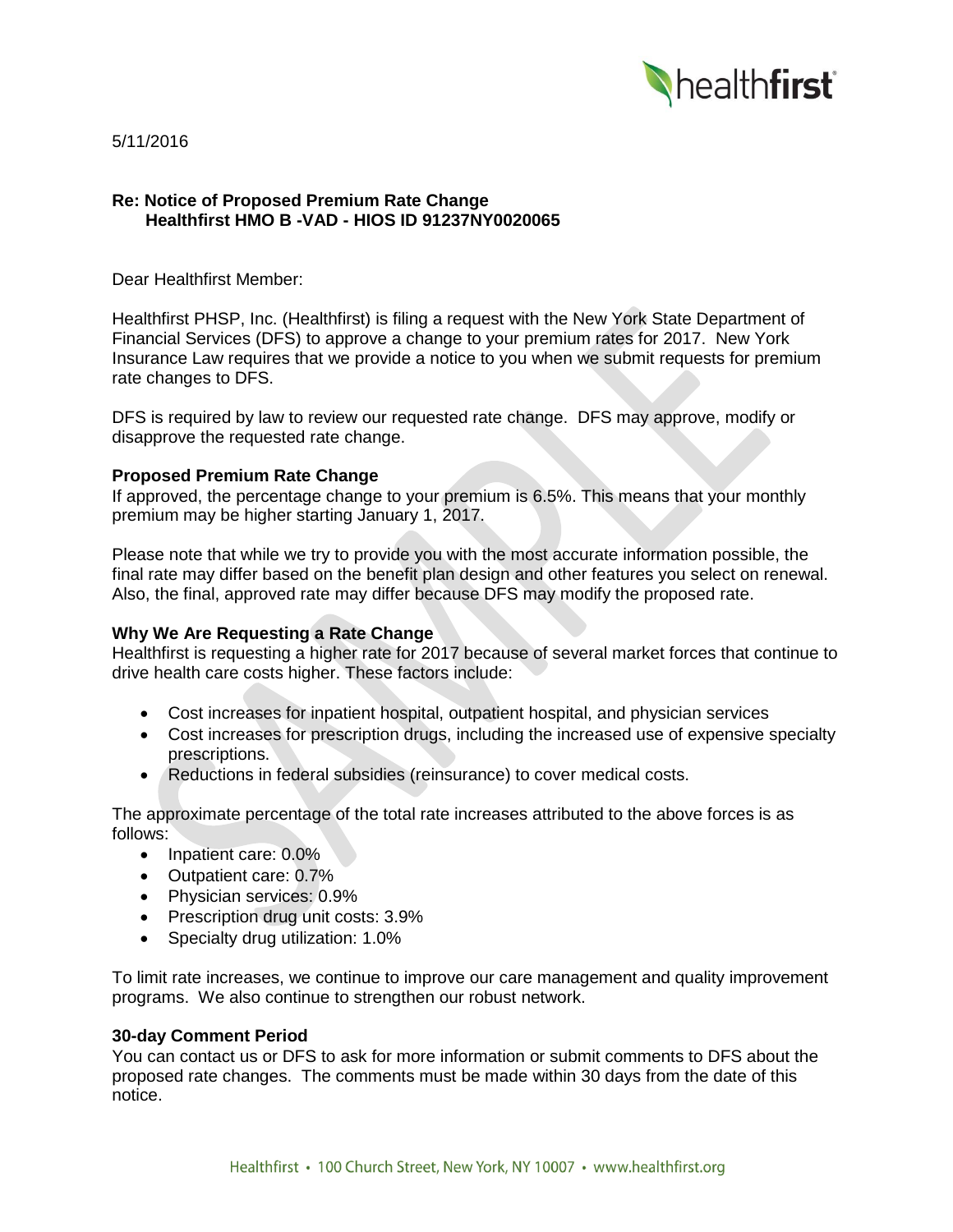5/11/2016

**Re: Notice of Proposed Premium Rate Change**
**Healthfirst HMO B -VAD - HIOS ID 91237NY0020065**

Dear Healthfirst Member:

Healthfirst PHSP, Inc. (Healthfirst) is filing a request with the New York State Department of Financial Services (DFS) to approve a change to your premium rates for 2017. New York Insurance Law requires that we provide a notice to you when we submit requests for premium rate changes to DFS.

DFS is required by law to review our requested rate change. DFS may approve, modify or disapprove the requested rate change.

### Proposed Premium Rate Change

If approved, the percentage change to your premium is 6.5%. This means that your monthly premium may be higher starting January 1, 2017.

Please note that while we try to provide you with the most accurate information possible, the final rate may differ based on the benefit plan design and other features you select on renewal. Also, the final, approved rate may differ because DFS may modify the proposed rate.

### Why We Are Requesting a Rate Change

Healthfirst is requesting a higher rate for 2017 because of several market forces that continue to drive health care costs higher. These factors include:

- Cost increases for inpatient hospital, outpatient hospital, and physician services
- Cost increases for prescription drugs, including the increased use of expensive specialty prescriptions.
- Reductions in federal subsidies (reinsurance) to cover medical costs.

The approximate percentage of the total rate increases attributed to the above forces is as follows:

- Inpatient care: 0.0%
- Outpatient care: 0.7%
- Physician services: 0.9%
- Prescription drug unit costs: 3.9%
- Specialty drug utilization: 1.0%

To limit rate increases, we continue to improve our care management and quality improvement programs. We also continue to strengthen our robust network.

### 30-day Comment Period

You can contact us or DFS to ask for more information or submit comments to DFS about the proposed rate changes. The comments must be made within 30 days from the date of this notice.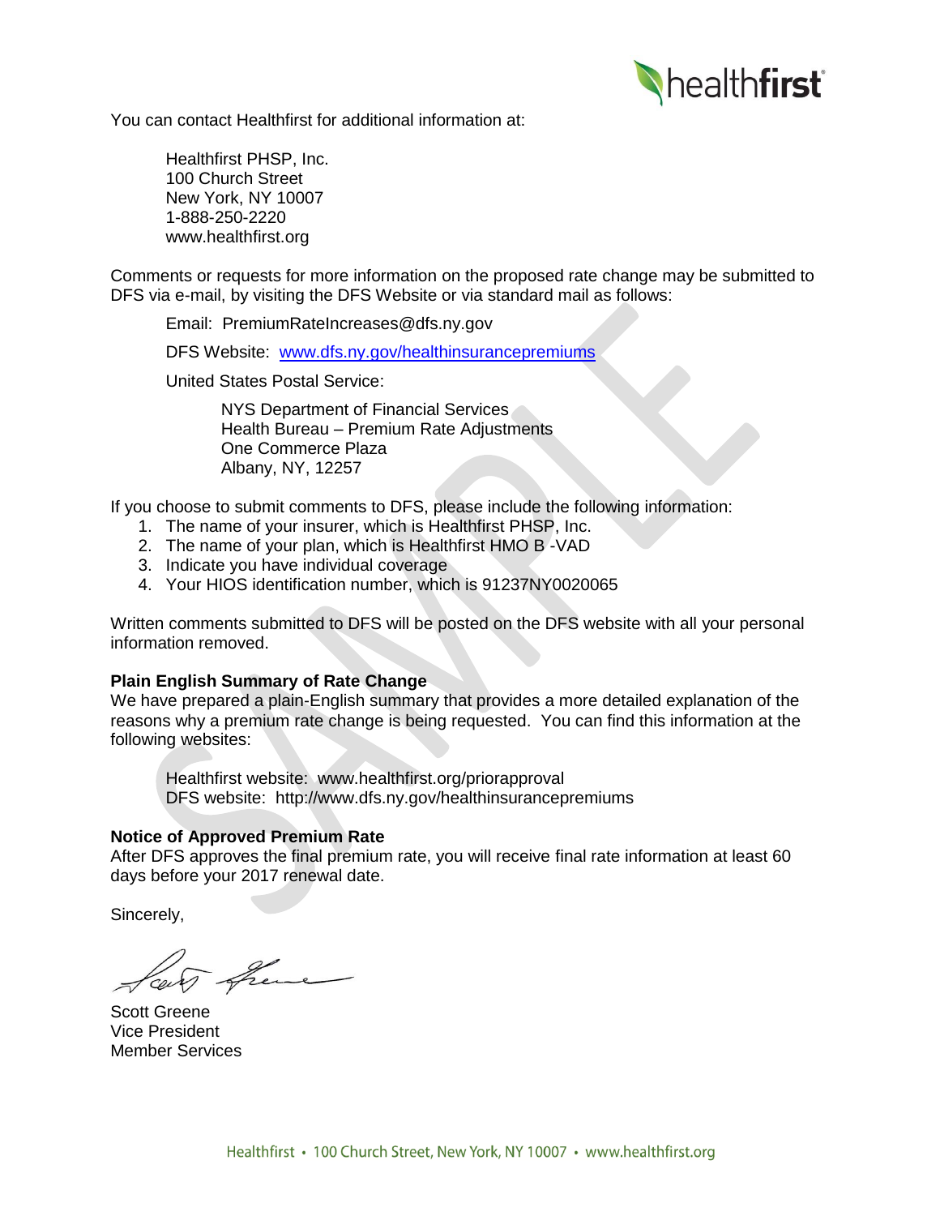You can contact Healthfirst for additional information at:

Healthfirst PHSP, Inc.
100 Church Street
New York, NY 10007
1-888-250-2220
www.healthfirst.org

Comments or requests for more information on the proposed rate change may be submitted to DFS via e-mail, by visiting the DFS Website or via standard mail as follows:

Email: PremiumRateIncreases@dfs.ny.gov

DFS Website: [www.dfs.ny.gov/healthinsurancepremiums](www.dfs.ny.gov/healthinsurancepremiums)

United States Postal Service:

NYS Department of Financial Services
Health Bureau – Premium Rate Adjustments
One Commerce Plaza
Albany, NY, 12257

If you choose to submit comments to DFS, please include the following information:

1. The name of your insurer, which is Healthfirst PHSP, Inc.
2. The name of your plan, which is Healthfirst HMO B -VAD
3. Indicate you have individual coverage
4. Your HIOS identification number, which is 91237NY0020065

Written comments submitted to DFS will be posted on the DFS website with all your personal information removed.

**Plain English Summary of Rate Change**
We have prepared a plain-English summary that provides a more detailed explanation of the reasons why a premium rate change is being requested. You can find this information at the following websites:

Healthfirst website: www.healthfirst.org/priorapproval
DFS website: http://www.dfs.ny.gov/healthinsurancepremiums

**Notice of Approved Premium Rate**
After DFS approves the final premium rate, you will receive final rate information at least 60 days before your 2017 renewal date.

Sincerely,

Scott Greene
Vice President
Member Services